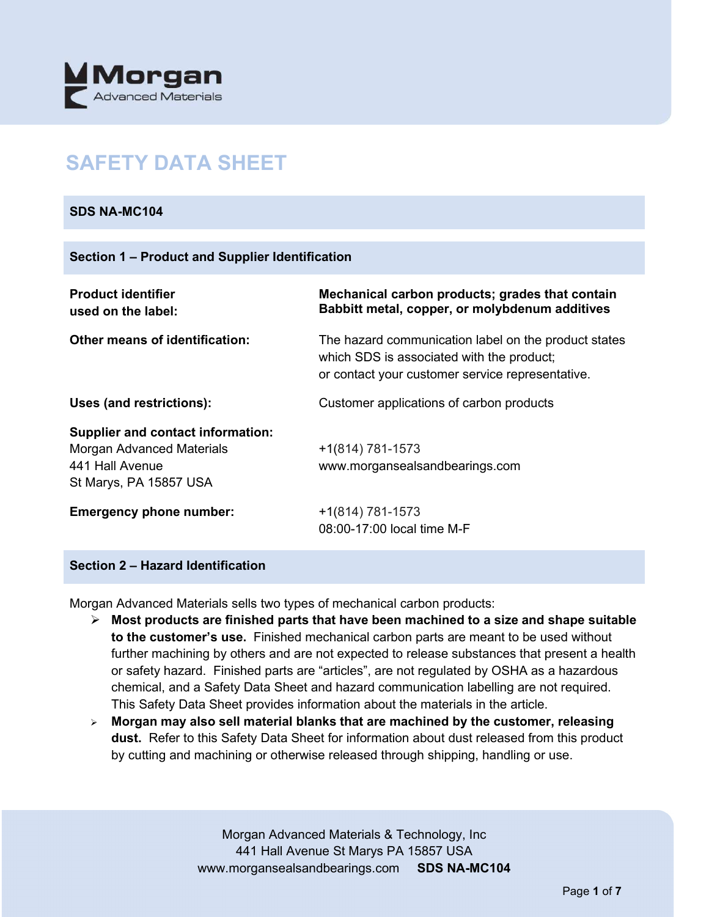Morgan Advanced Materials

# SAFETY DATA SHEET

**SDS NA-MC104**

## Section 1 – Product and Supplier Identification

| | |
|---|---|
| **Product identifier used on the label:** | **Mechanical carbon products; grades that contain Babbitt metal, copper, or molybdenum additives** |
| **Other means of identification:** | The hazard communication label on the product states which SDS is associated with the product; or contact your customer service representative. |
| **Uses (and restrictions):** | Customer applications of carbon products |
| **Supplier and contact information:** Morgan Advanced Materials 441 Hall Avenue St Marys, PA 15857 USA | +1(814) 781-1573 www.morgansealsandbearings.com |
| **Emergency phone number:** | +1(814) 781-1573 08:00-17:00 local time M-F |

## Section 2 – Hazard Identification

Morgan Advanced Materials sells two types of mechanical carbon products:

- **Most products are finished parts that have been machined to a size and shape suitable to the customer's use.** Finished mechanical carbon parts are meant to be used without further machining by others and are not expected to release substances that present a health or safety hazard. Finished parts are "articles", are not regulated by OSHA as a hazardous chemical, and a Safety Data Sheet and hazard communication labelling are not required. This Safety Data Sheet provides information about the materials in the article.
- **Morgan may also sell material blanks that are machined by the customer, releasing dust.** Refer to this Safety Data Sheet for information about dust released from this product by cutting and machining or otherwise released through shipping, handling or use.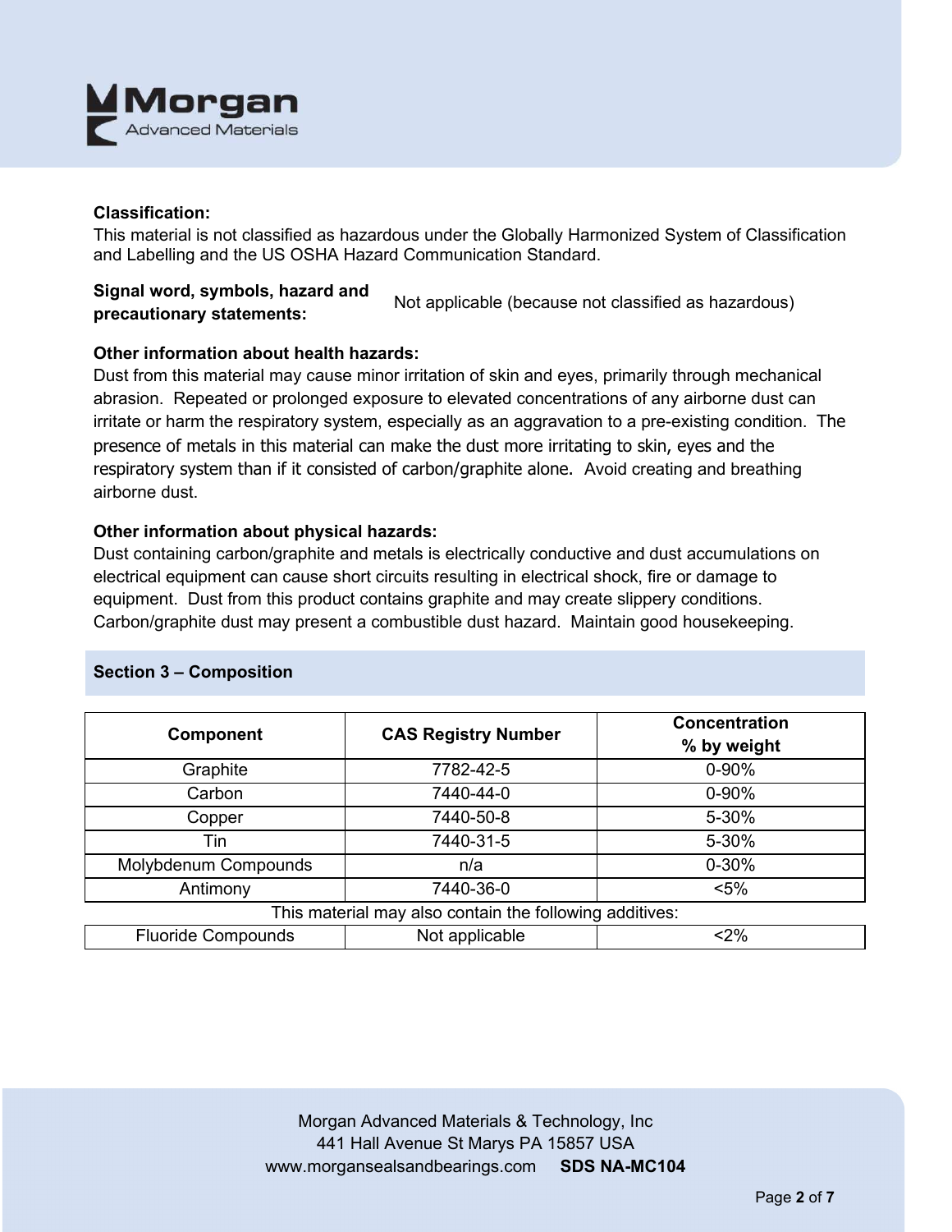**Classification:**
This material is not classified as hazardous under the Globally Harmonized System of Classification and Labelling and the US OSHA Hazard Communication Standard.

**Signal word, symbols, hazard and precautionary statements:** Not applicable (because not classified as hazardous)

**Other information about health hazards:**
Dust from this material may cause minor irritation of skin and eyes, primarily through mechanical abrasion. Repeated or prolonged exposure to elevated concentrations of any airborne dust can irritate or harm the respiratory system, especially as an aggravation to a pre-existing condition. The presence of metals in this material can make the dust more irritating to skin, eyes and the respiratory system than if it consisted of carbon/graphite alone. Avoid creating and breathing airborne dust.

**Other information about physical hazards:**
Dust containing carbon/graphite and metals is electrically conductive and dust accumulations on electrical equipment can cause short circuits resulting in electrical shock, fire or damage to equipment. Dust from this product contains graphite and may create slippery conditions. Carbon/graphite dust may present a combustible dust hazard. Maintain good housekeeping.

## Section 3 – Composition

| Component | CAS Registry Number | Concentration % by weight |
|---|---|---|
| Graphite | 7782-42-5 | 0-90% |
| Carbon | 7440-44-0 | 0-90% |
| Copper | 7440-50-8 | 5-30% |
| Tin | 7440-31-5 | 5-30% |
| Molybdenum Compounds | n/a | 0-30% |
| Antimony | 7440-36-0 | <5% |
| This material may also contain the following additives: | | |
| Fluoride Compounds | Not applicable | <2% |

Morgan Advanced Materials & Technology, Inc
441 Hall Avenue St Marys PA 15857 USA
www.morgansealsandbearings.com **SDS NA-MC104**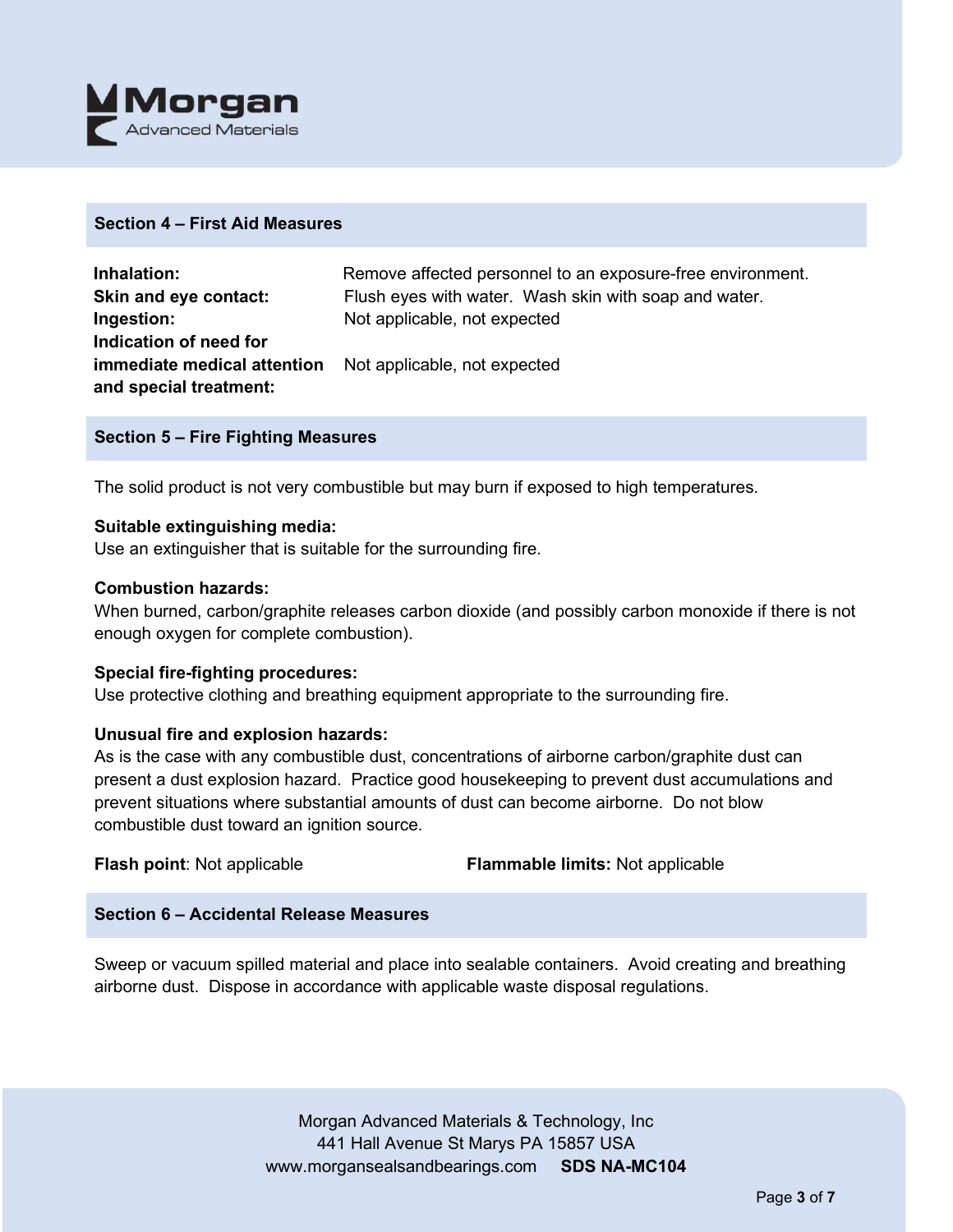## Section 4 – First Aid Measures

| | |
|---|---|
| **Inhalation:** | Remove affected personnel to an exposure-free environment. |
| **Skin and eye contact:** | Flush eyes with water. Wash skin with soap and water. |
| **Ingestion:** | Not applicable, not expected |
| **Indication of need for immediate medical attention and special treatment:** | Not applicable, not expected |

## Section 5 – Fire Fighting Measures

The solid product is not very combustible but may burn if exposed to high temperatures.

**Suitable extinguishing media:**
Use an extinguisher that is suitable for the surrounding fire.

**Combustion hazards:**
When burned, carbon/graphite releases carbon dioxide (and possibly carbon monoxide if there is not enough oxygen for complete combustion).

**Special fire-fighting procedures:**
Use protective clothing and breathing equipment appropriate to the surrounding fire.

**Unusual fire and explosion hazards:**
As is the case with any combustible dust, concentrations of airborne carbon/graphite dust can present a dust explosion hazard. Practice good housekeeping to prevent dust accumulations and prevent situations where substantial amounts of dust can become airborne. Do not blow combustible dust toward an ignition source.

**Flash point**: Not applicable **Flammable limits:** Not applicable

## Section 6 – Accidental Release Measures

Sweep or vacuum spilled material and place into sealable containers. Avoid creating and breathing airborne dust. Dispose in accordance with applicable waste disposal regulations.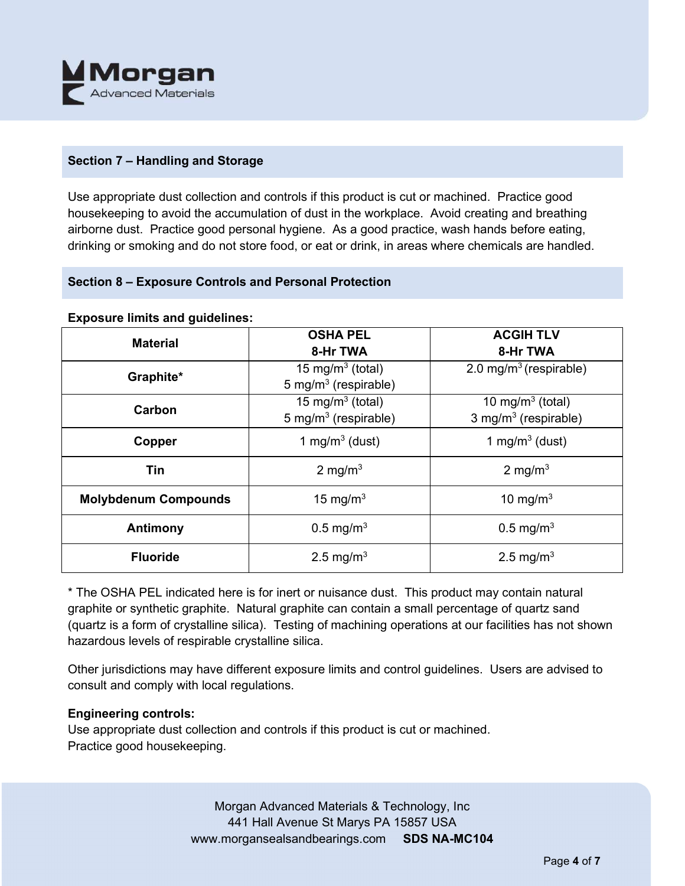## Section 7 – Handling and Storage

Use appropriate dust collection and controls if this product is cut or machined. Practice good housekeeping to avoid the accumulation of dust in the workplace. Avoid creating and breathing airborne dust. Practice good personal hygiene. As a good practice, wash hands before eating, drinking or smoking and do not store food, or eat or drink, in areas where chemicals are handled.

## Section 8 – Exposure Controls and Personal Protection

**Exposure limits and guidelines:**

| Material | OSHA PEL 8-Hr TWA | ACGIH TLV 8-Hr TWA |
|---|---|---|
| **Graphite*** | 15 mg/m$^3$ (total)<br>5 mg/m$^3$ (respirable) | 2.0 mg/m$^3$ (respirable) |
| **Carbon** | 15 mg/m$^3$ (total)<br>5 mg/m$^3$ (respirable) | 10 mg/m$^3$ (total)<br>3 mg/m$^3$ (respirable) |
| **Copper** | 1 mg/m$^3$ (dust) | 1 mg/m$^3$ (dust) |
| **Tin** | 2 mg/m$^3$ | 2 mg/m$^3$ |
| **Molybdenum Compounds** | 15 mg/m$^3$ | 10 mg/m$^3$ |
| **Antimony** | 0.5 mg/m$^3$ | 0.5 mg/m$^3$ |
| **Fluoride** | 2.5 mg/m$^3$ | 2.5 mg/m$^3$ |

* The OSHA PEL indicated here is for inert or nuisance dust. This product may contain natural graphite or synthetic graphite. Natural graphite can contain a small percentage of quartz sand (quartz is a form of crystalline silica). Testing of machining operations at our facilities has not shown hazardous levels of respirable crystalline silica.

Other jurisdictions may have different exposure limits and control guidelines. Users are advised to consult and comply with local regulations.

**Engineering controls:**
Use appropriate dust collection and controls if this product is cut or machined.
Practice good housekeeping.

Morgan Advanced Materials & Technology, Inc
441 Hall Avenue St Marys PA 15857 USA
www.morgansealsandbearings.com **SDS NA-MC104**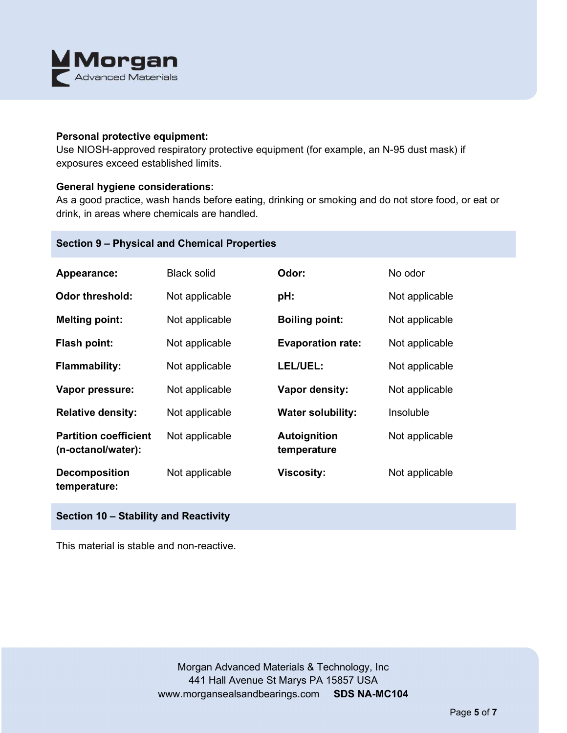**Personal protective equipment:**
Use NIOSH-approved respiratory protective equipment (for example, an N-95 dust mask) if exposures exceed established limits.

**General hygiene considerations:**
As a good practice, wash hands before eating, drinking or smoking and do not store food, or eat or drink, in areas where chemicals are handled.

## Section 9 – Physical and Chemical Properties

| | | | |
|---|---|---|---|
| **Appearance:** | Black solid | **Odor:** | No odor |
| **Odor threshold:** | Not applicable | **pH:** | Not applicable |
| **Melting point:** | Not applicable | **Boiling point:** | Not applicable |
| **Flash point:** | Not applicable | **Evaporation rate:** | Not applicable |
| **Flammability:** | Not applicable | **LEL/UEL:** | Not applicable |
| **Vapor pressure:** | Not applicable | **Vapor density:** | Not applicable |
| **Relative density:** | Not applicable | **Water solubility:** | Insoluble |
| **Partition coefficient (n-octanol/water):** | Not applicable | **Autoignition temperature** | Not applicable |
| **Decomposition temperature:** | Not applicable | **Viscosity:** | Not applicable |

## Section 10 – Stability and Reactivity

This material is stable and non-reactive.

Morgan Advanced Materials & Technology, Inc
441 Hall Avenue St Marys PA 15857 USA
www.morgansealsandbearings.com **SDS NA-MC104**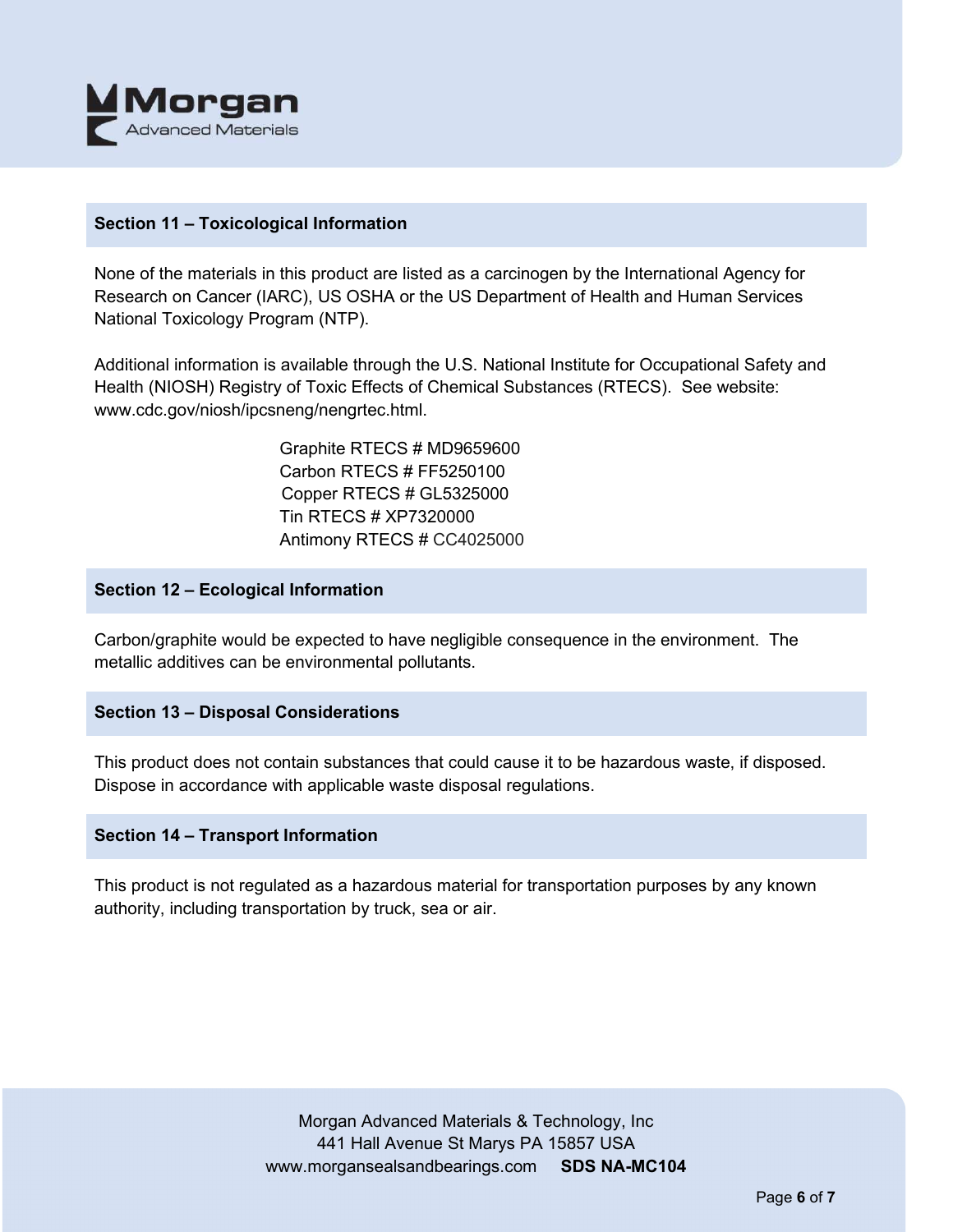## Section 11 – Toxicological Information

None of the materials in this product are listed as a carcinogen by the International Agency for Research on Cancer (IARC), US OSHA or the US Department of Health and Human Services National Toxicology Program (NTP).

Additional information is available through the U.S. National Institute for Occupational Safety and Health (NIOSH) Registry of Toxic Effects of Chemical Substances (RTECS). See website: www.cdc.gov/niosh/ipcsneng/nengrtec.html.

Graphite RTECS # MD9659600  
Carbon RTECS # FF5250100  
Copper RTECS # GL5325000  
Tin RTECS # XP7320000  
Antimony RTECS # CC4025000

## Section 12 – Ecological Information

Carbon/graphite would be expected to have negligible consequence in the environment. The metallic additives can be environmental pollutants.

## Section 13 – Disposal Considerations

This product does not contain substances that could cause it to be hazardous waste, if disposed. Dispose in accordance with applicable waste disposal regulations.

## Section 14 – Transport Information

This product is not regulated as a hazardous material for transportation purposes by any known authority, including transportation by truck, sea or air.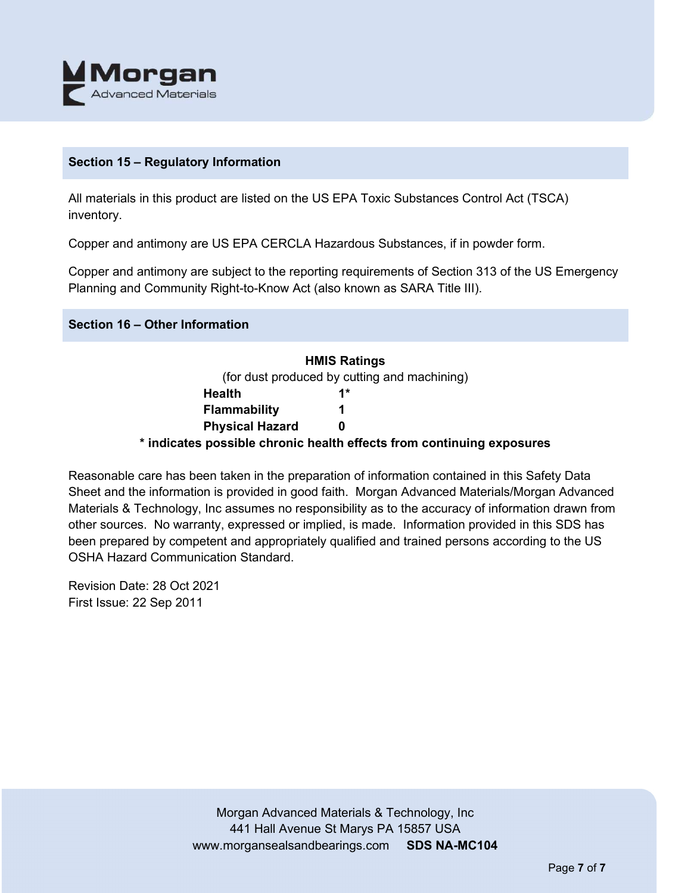## Section 15 – Regulatory Information

All materials in this product are listed on the US EPA Toxic Substances Control Act (TSCA) inventory.

Copper and antimony are US EPA CERCLA Hazardous Substances, if in powder form.

Copper and antimony are subject to the reporting requirements of Section 313 of the US Emergency Planning and Community Right-to-Know Act (also known as SARA Title III).

## Section 16 – Other Information

**HMIS Ratings**
(for dust produced by cutting and machining)

| | |
|---|---|
| **Health** | **1*** |
| **Flammability** | **1** |
| **Physical Hazard** | **0** |

**\* indicates possible chronic health effects from continuing exposures**

Reasonable care has been taken in the preparation of information contained in this Safety Data Sheet and the information is provided in good faith. Morgan Advanced Materials/Morgan Advanced Materials & Technology, Inc assumes no responsibility as to the accuracy of information drawn from other sources. No warranty, expressed or implied, is made. Information provided in this SDS has been prepared by competent and appropriately qualified and trained persons according to the US OSHA Hazard Communication Standard.

Revision Date: 28 Oct 2021
First Issue: 22 Sep 2011